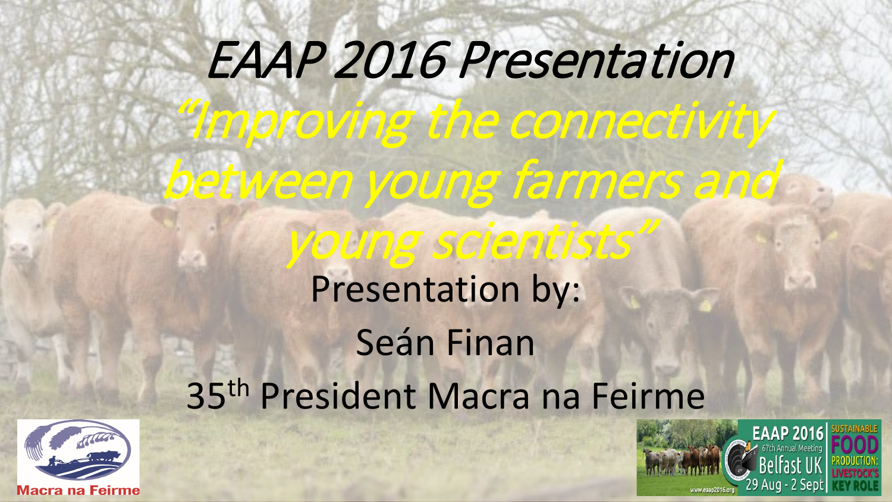# *EAAP 2016 Presentation*

## *"Improving the connectivity between young farmers and young scientists"*

Presentation by:

Seán Finan

35th President Macra na Feirme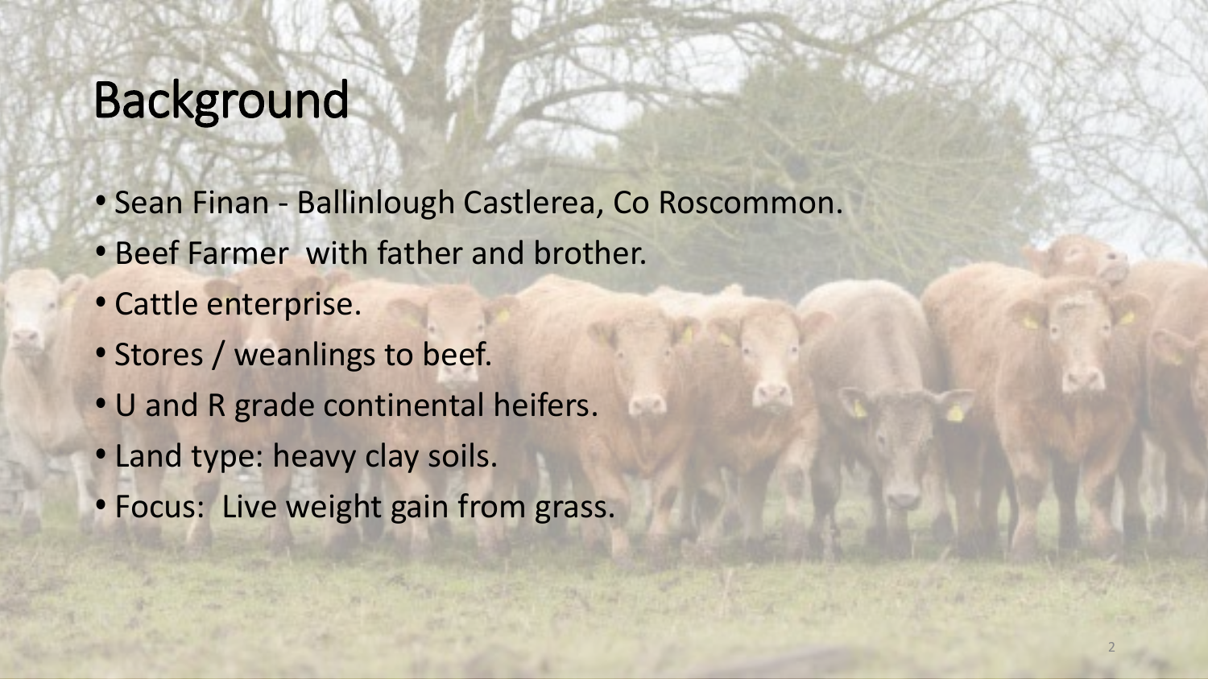# Background

- Sean Finan - Ballinlough Castlerea, Co Roscommon.
- Beef Farmer with father and brother.
- Cattle enterprise.
- Stores / weanlings to beef.
- U and R grade continental heifers.
- Land type: heavy clay soils.
- Focus: Live weight gain from grass.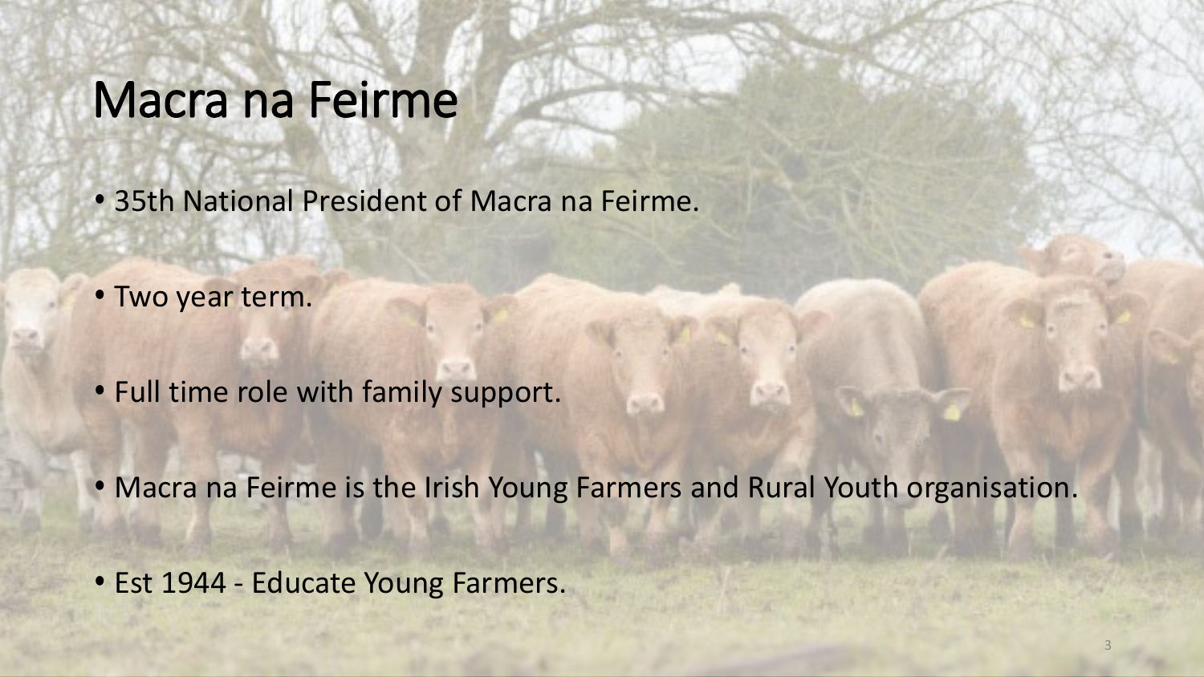# Macra na Feirme

- 35th National President of Macra na Feirme.
- Two year term.
- Full time role with family support.
- Macra na Feirme is the Irish Young Farmers and Rural Youth organisation.
- Est 1944 - Educate Young Farmers.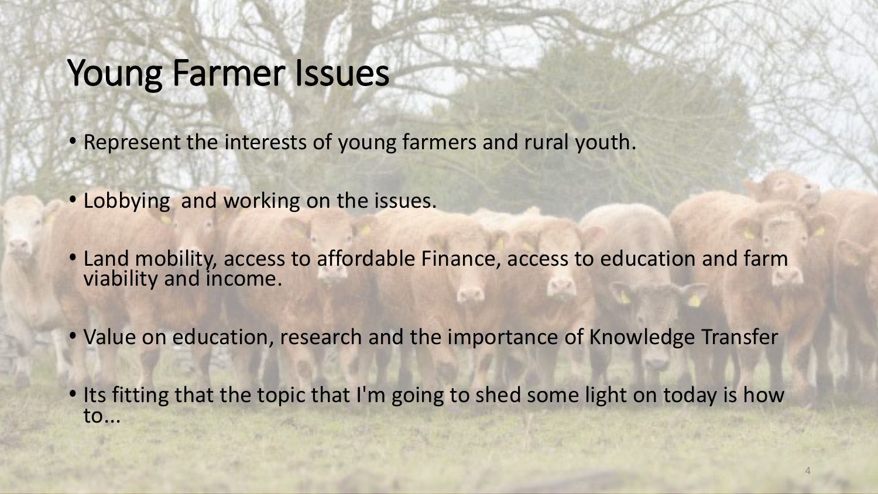# Young Farmer Issues

- Represent the interests of young farmers and rural youth.
- Lobbying  and working on the issues.
- Land mobility, access to affordable Finance, access to education and farm viability and income.
- Value on education, research and the importance of Knowledge Transfer
- Its fitting that the topic that I'm going to shed some light on today is how to...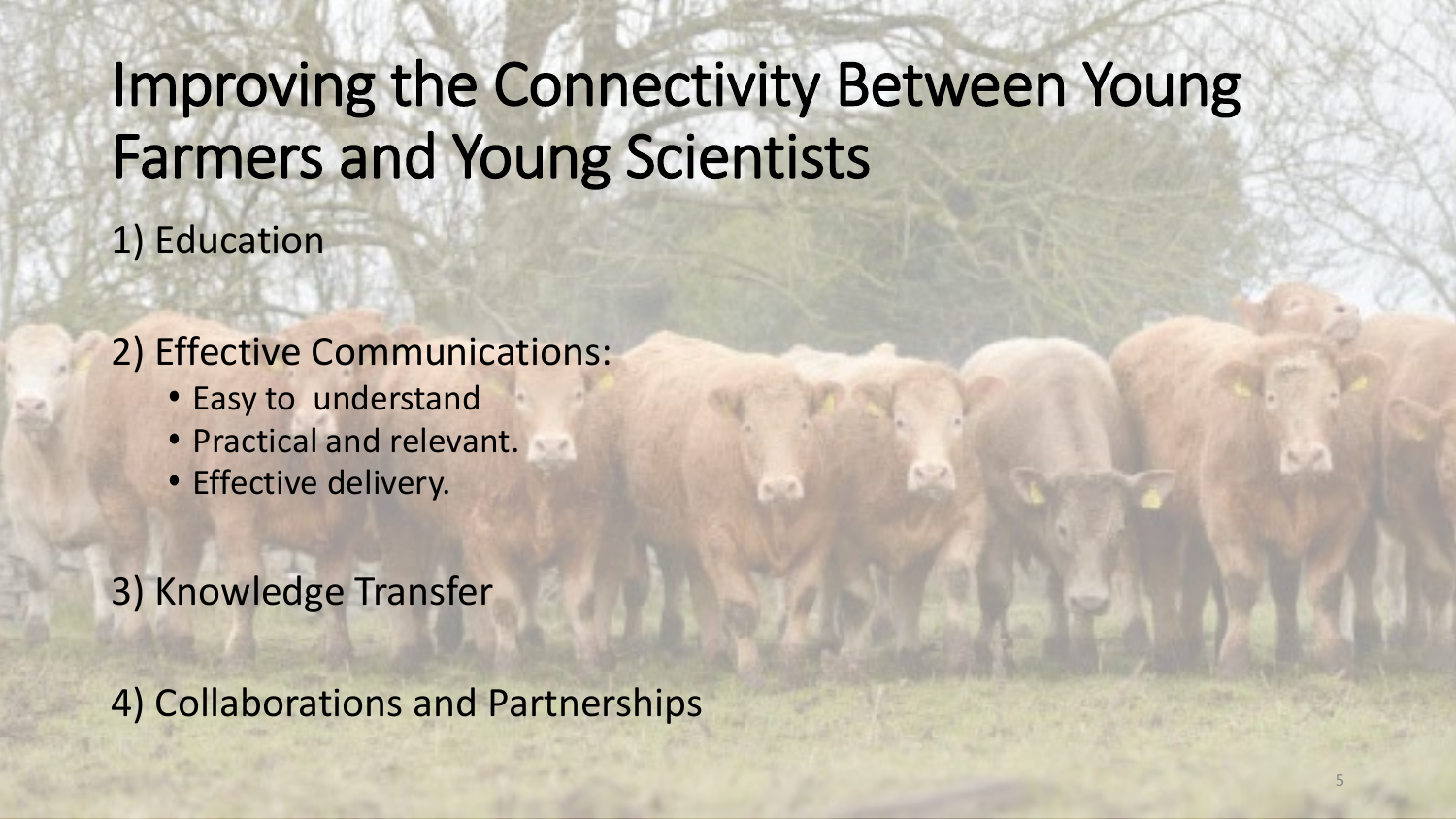# Improving the Connectivity Between Young Farmers and Young Scientists

1) Education

2) Effective Communications:
  - Easy to understand
  - Practical and relevant.
  - Effective delivery.

3) Knowledge Transfer

4) Collaborations and Partnerships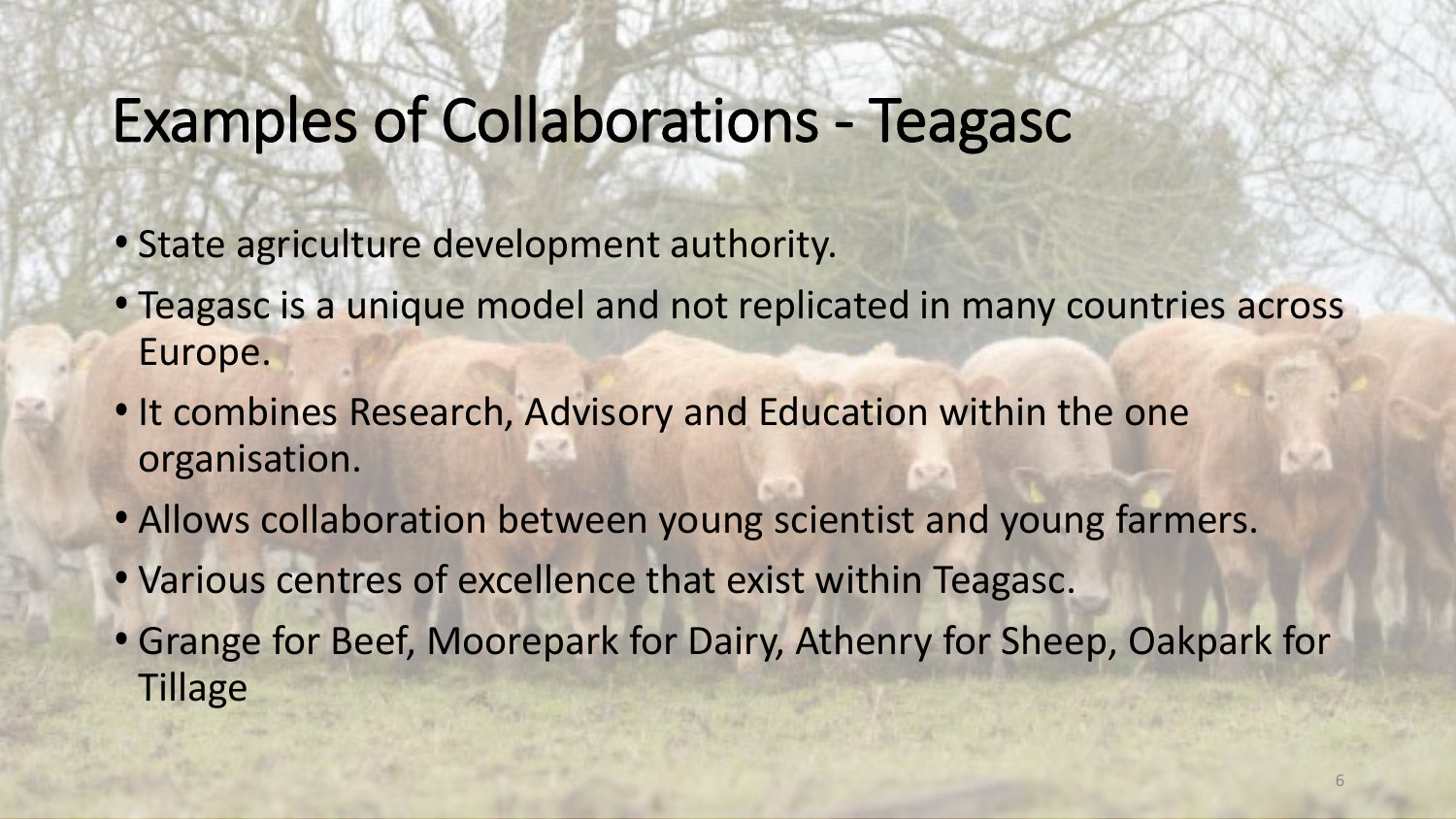# Examples of Collaborations - Teagasc

- State agriculture development authority.
- Teagasc is a unique model and not replicated in many countries across Europe.
- It combines Research, Advisory and Education within the one organisation.
- Allows collaboration between young scientist and young farmers.
- Various centres of excellence that exist within Teagasc.
- Grange for Beef, Moorepark for Dairy, Athenry for Sheep, Oakpark for Tillage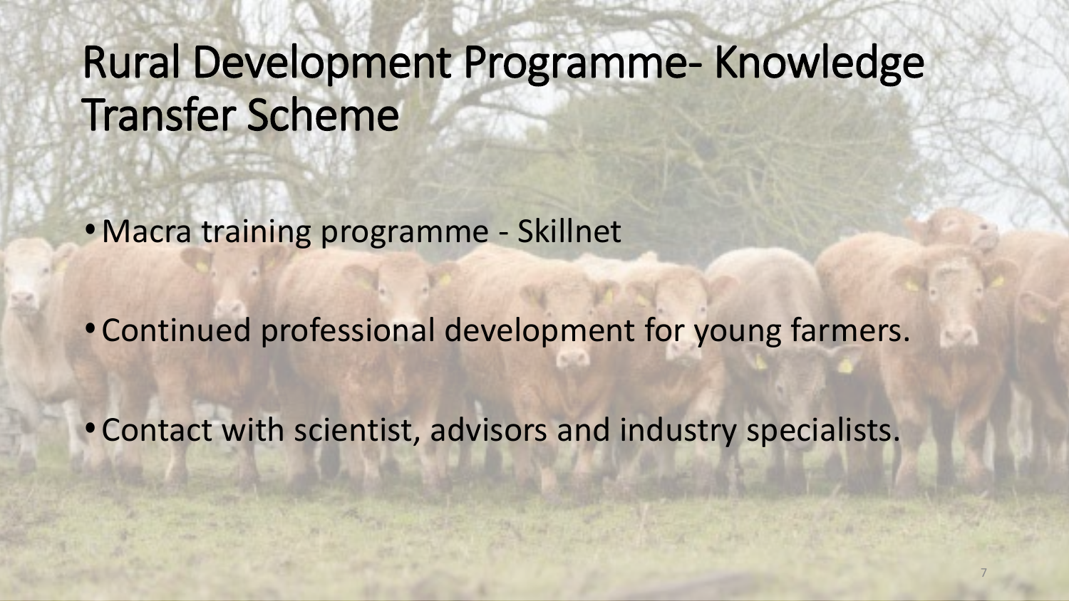# Rural Development Programme- Knowledge Transfer Scheme

- Macra training programme - Skillnet
- Continued professional development for young farmers.
- Contact with scientist, advisors and industry specialists.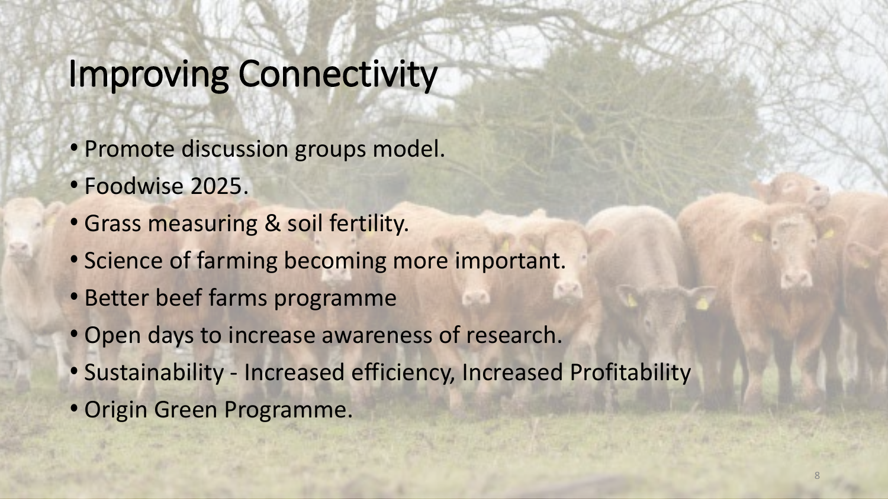# Improving Connectivity

- Promote discussion groups model.
- Foodwise 2025.
- Grass measuring & soil fertility.
- Science of farming becoming more important.
- Better beef farms programme
- Open days to increase awareness of research.
- Sustainability - Increased efficiency, Increased Profitability
- Origin Green Programme.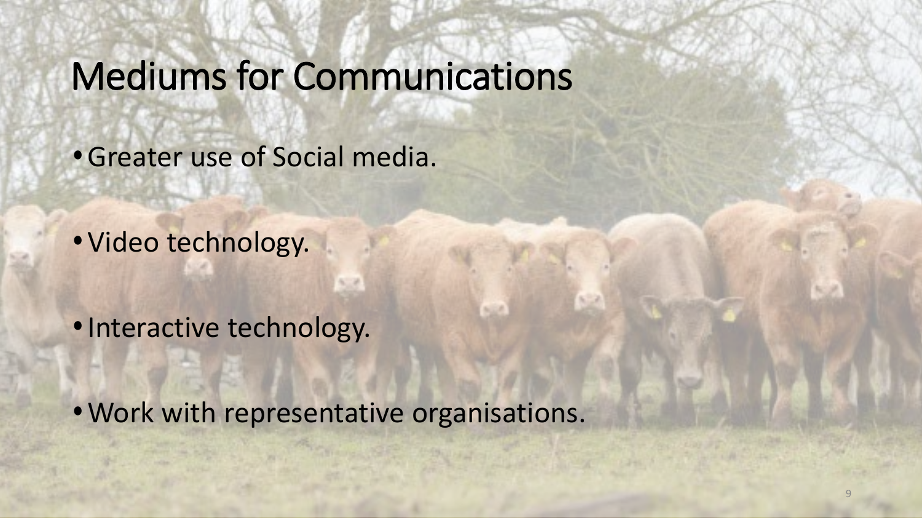# Mediums for Communications

- Greater use of Social media.
- Video technology.
- Interactive technology.
- Work with representative organisations.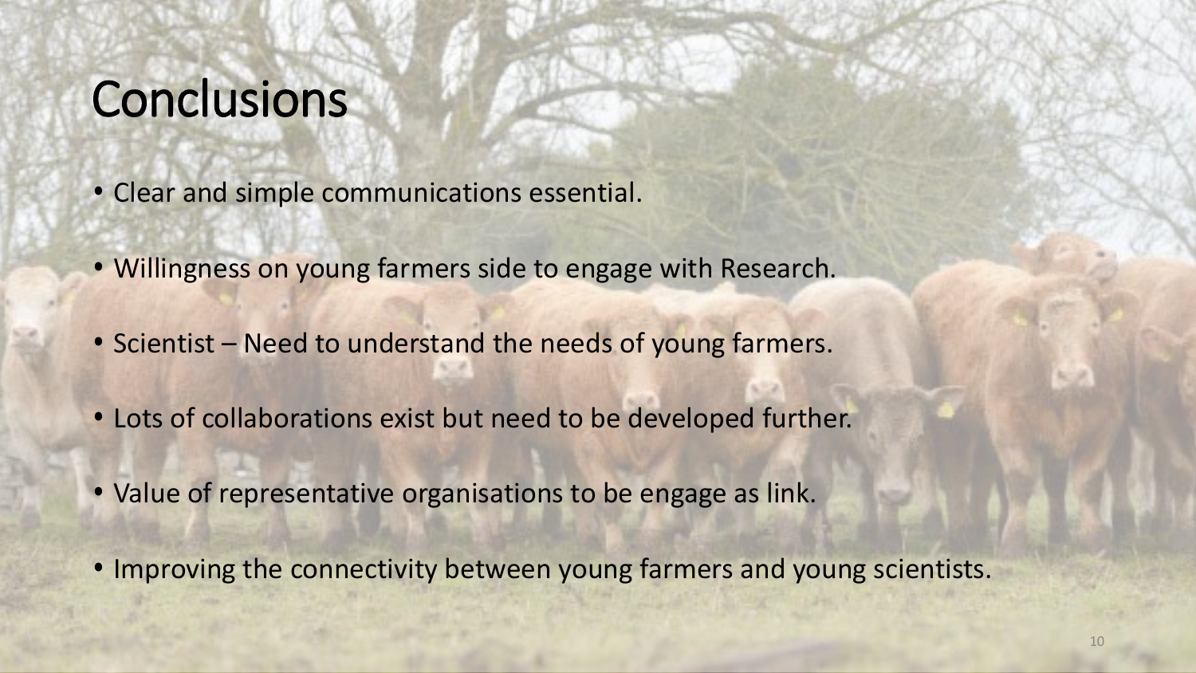# Conclusions

- Clear and simple communications essential.
- Willingness on young farmers side to engage with Research.
- Scientist – Need to understand the needs of young farmers.
- Lots of collaborations exist but need to be developed further.
- Value of representative organisations to be engage as link.
- Improving the connectivity between young farmers and young scientists.